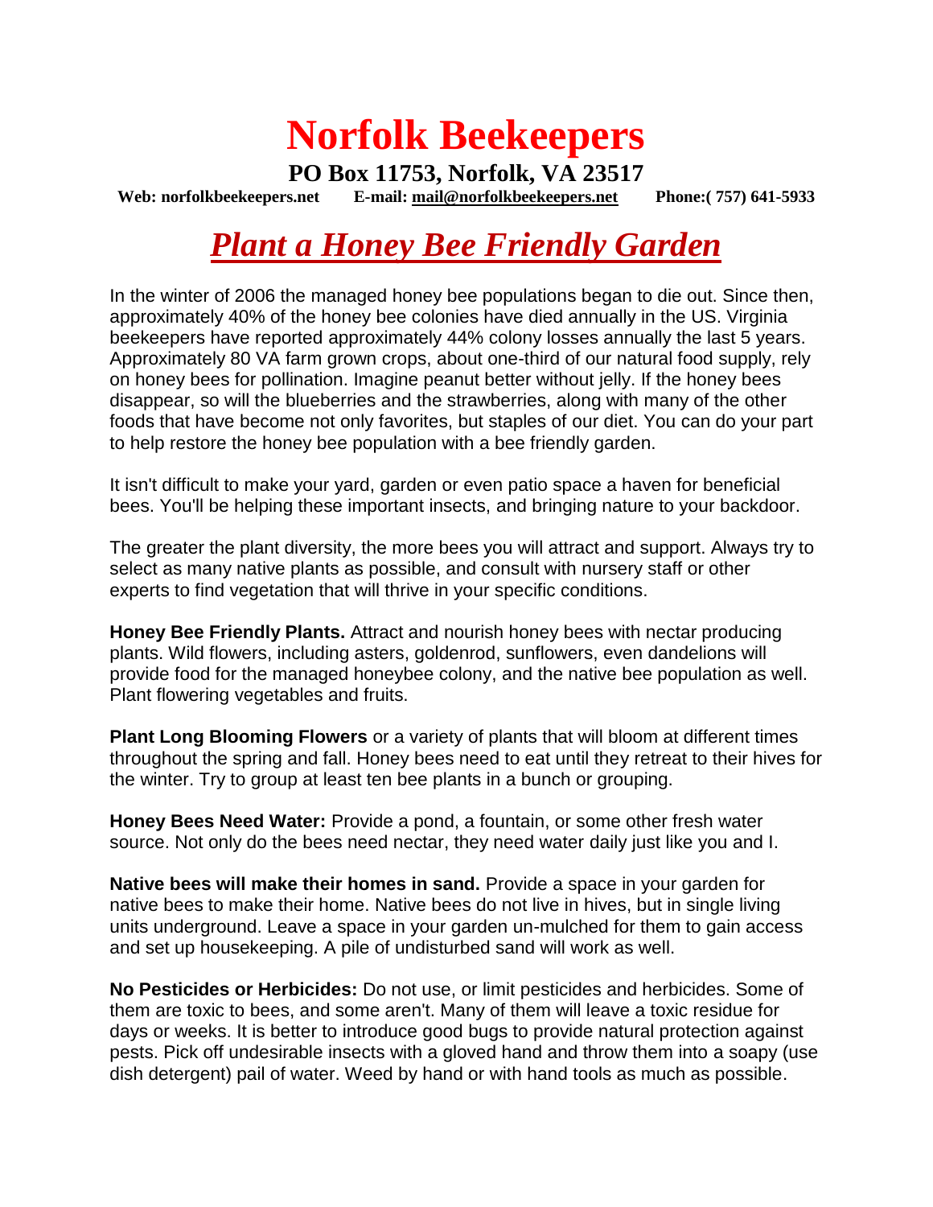# Norfolk Beekeepers

**PO Box 11753, Norfolk, VA 23517**

**Web: norfolkbeekeepers.net E-mail: mail@norfolkbeekeepers.net Phone:( 757) 641-5933**

## *Plant a Honey Bee Friendly Garden*

In the winter of 2006 the managed honey bee populations began to die out. Since then, approximately 40% of the honey bee colonies have died annually in the US. Virginia beekeepers have reported approximately 44% colony losses annually the last 5 years. Approximately 80 VA farm grown crops, about one-third of our natural food supply, rely on honey bees for pollination. Imagine peanut better without jelly. If the honey bees disappear, so will the blueberries and the strawberries, along with many of the other foods that have become not only favorites, but staples of our diet. You can do your part to help restore the honey bee population with a bee friendly garden.

It isn't difficult to make your yard, garden or even patio space a haven for beneficial bees. You'll be helping these important insects, and bringing nature to your backdoor.

The greater the plant diversity, the more bees you will attract and support. Always try to select as many native plants as possible, and consult with nursery staff or other experts to find vegetation that will thrive in your specific conditions.

**Honey Bee Friendly Plants.** Attract and nourish honey bees with nectar producing plants. Wild flowers, including asters, goldenrod, sunflowers, even dandelions will provide food for the managed honeybee colony, and the native bee population as well. Plant flowering vegetables and fruits.

**Plant Long Blooming Flowers** or a variety of plants that will bloom at different times throughout the spring and fall. Honey bees need to eat until they retreat to their hives for the winter. Try to group at least ten bee plants in a bunch or grouping.

**Honey Bees Need Water:** Provide a pond, a fountain, or some other fresh water source. Not only do the bees need nectar, they need water daily just like you and I.

**Native bees will make their homes in sand.** Provide a space in your garden for native bees to make their home. Native bees do not live in hives, but in single living units underground. Leave a space in your garden un-mulched for them to gain access and set up housekeeping. A pile of undisturbed sand will work as well.

**No Pesticides or Herbicides:** Do not use, or limit pesticides and herbicides. Some of them are toxic to bees, and some aren't. Many of them will leave a toxic residue for days or weeks. It is better to introduce good bugs to provide natural protection against pests. Pick off undesirable insects with a gloved hand and throw them into a soapy (use dish detergent) pail of water. Weed by hand or with hand tools as much as possible.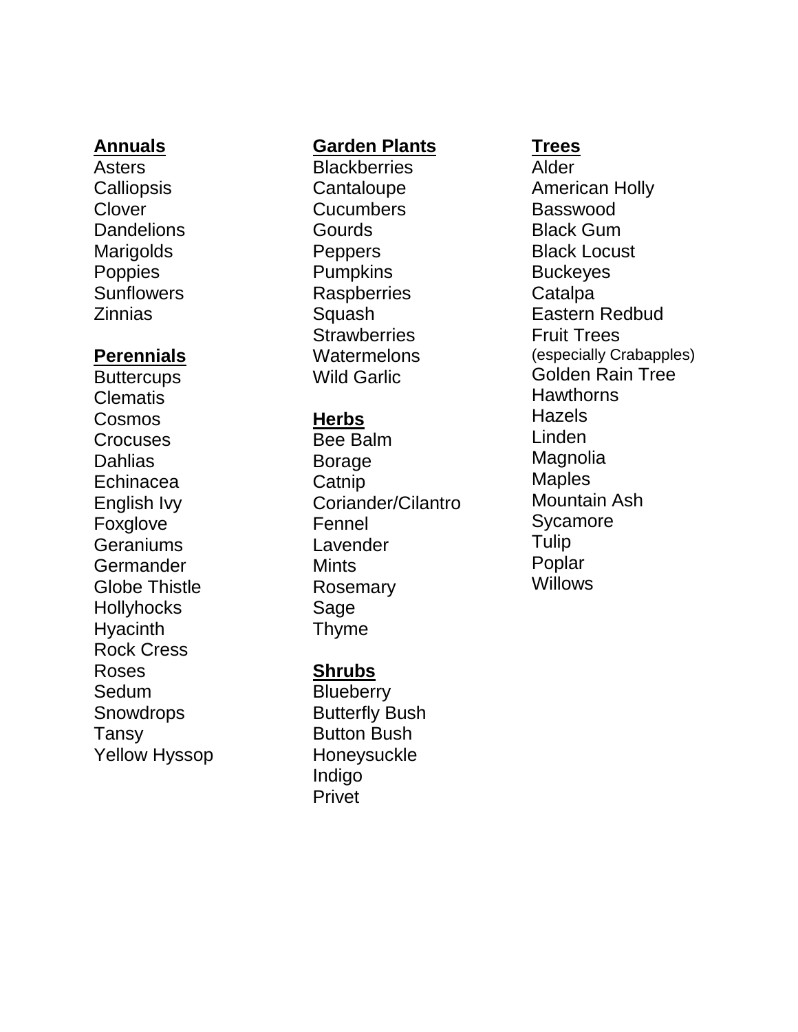**Annuals**

Asters
Calliopsis
Clover
Dandelions
Marigolds
Poppies
Sunflowers
Zinnias

**Perennials**

Buttercups
Clematis
Cosmos
Crocuses
Dahlias
Echinacea
English Ivy
Foxglove
Geraniums
Germander
Globe Thistle
Hollyhocks
Hyacinth
Rock Cress
Roses
Sedum
Snowdrops
Tansy
Yellow Hyssop

**Garden Plants**

Blackberries
Cantaloupe
Cucumbers
Gourds
Peppers
Pumpkins
Raspberries
Squash
Strawberries
Watermelons
Wild Garlic

**Herbs**

Bee Balm
Borage
Catnip
Coriander/Cilantro
Fennel
Lavender
Mints
Rosemary
Sage
Thyme

**Shrubs**

Blueberry
Butterfly Bush
Button Bush
Honeysuckle
Indigo
Privet

**Trees**

Alder
American Holly
Basswood
Black Gum
Black Locust
Buckeyes
Catalpa
Eastern Redbud
Fruit Trees
(especially Crabapples)
Golden Rain Tree
Hawthorns
Hazels
Linden
Magnolia
Maples
Mountain Ash
Sycamore
Tulip
Poplar
Willows